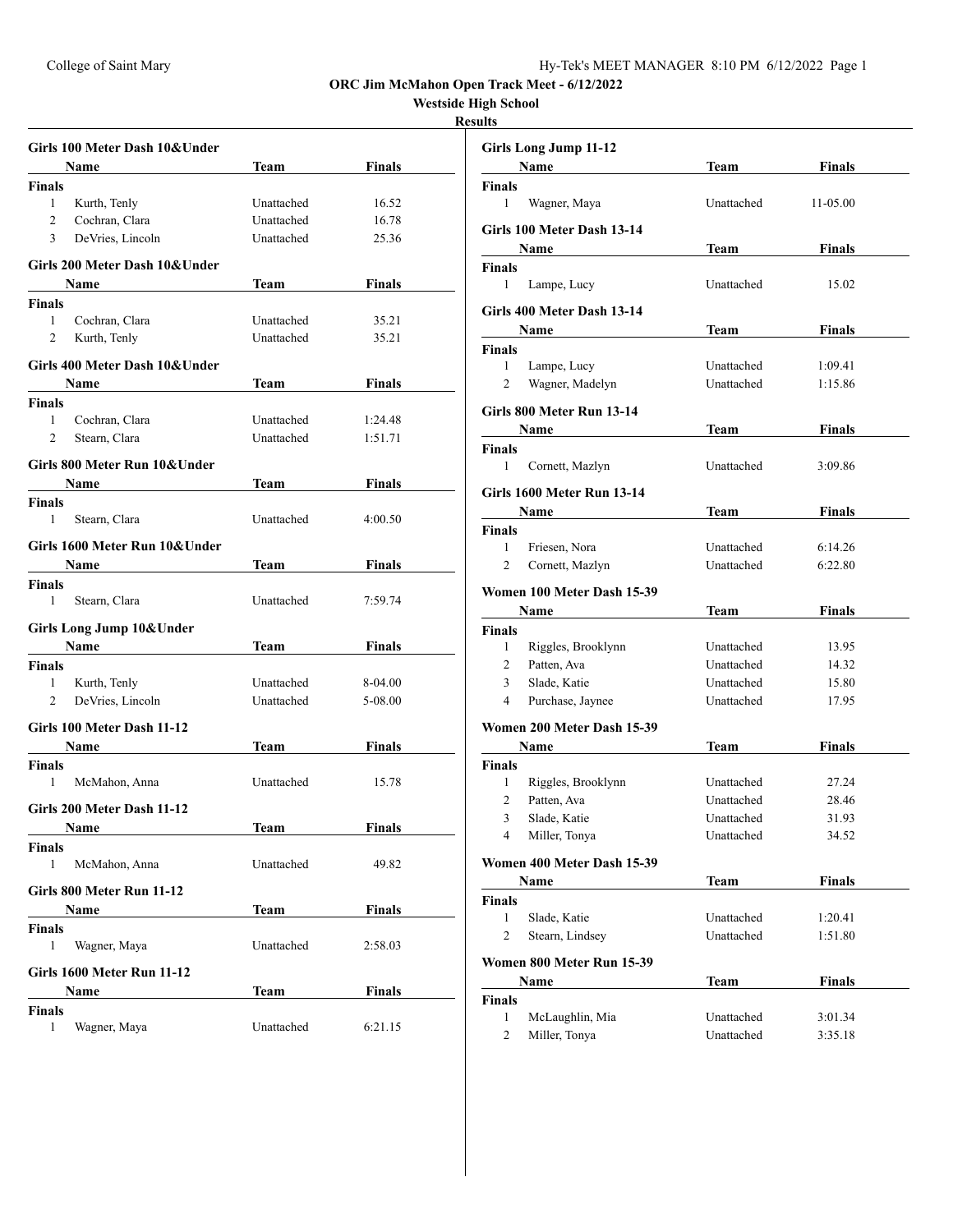# ORC Jim McMahon Open Track Meet - 6/12/2022

## Westside High School

### Results

#### Girls 100 Meter Dash 10&Under

| | Name | Team | Finals |
|---|---|---|---|
| **Finals** | | | |
| 1 | Kurth, Tenly | Unattached | 16.52 |
| 2 | Cochran, Clara | Unattached | 16.78 |
| 3 | DeVries, Lincoln | Unattached | 25.36 |

#### Girls 200 Meter Dash 10&Under

| | Name | Team | Finals |
|---|---|---|---|
| **Finals** | | | |
| 1 | Cochran, Clara | Unattached | 35.21 |
| 2 | Kurth, Tenly | Unattached | 35.21 |

#### Girls 400 Meter Dash 10&Under

| | Name | Team | Finals |
|---|---|---|---|
| **Finals** | | | |
| 1 | Cochran, Clara | Unattached | 1:24.48 |
| 2 | Stearn, Clara | Unattached | 1:51.71 |

#### Girls 800 Meter Run 10&Under

| | Name | Team | Finals |
|---|---|---|---|
| **Finals** | | | |
| 1 | Stearn, Clara | Unattached | 4:00.50 |

#### Girls 1600 Meter Run 10&Under

| | Name | Team | Finals |
|---|---|---|---|
| **Finals** | | | |
| 1 | Stearn, Clara | Unattached | 7:59.74 |

#### Girls Long Jump 10&Under

| | Name | Team | Finals |
|---|---|---|---|
| **Finals** | | | |
| 1 | Kurth, Tenly | Unattached | 8-04.00 |
| 2 | DeVries, Lincoln | Unattached | 5-08.00 |

#### Girls 100 Meter Dash 11-12

| | Name | Team | Finals |
|---|---|---|---|
| **Finals** | | | |
| 1 | McMahon, Anna | Unattached | 15.78 |

#### Girls 200 Meter Dash 11-12

| | Name | Team | Finals |
|---|---|---|---|
| **Finals** | | | |
| 1 | McMahon, Anna | Unattached | 49.82 |

#### Girls 800 Meter Run 11-12

| | Name | Team | Finals |
|---|---|---|---|
| **Finals** | | | |
| 1 | Wagner, Maya | Unattached | 2:58.03 |

#### Girls 1600 Meter Run 11-12

| | Name | Team | Finals |
|---|---|---|---|
| **Finals** | | | |
| 1 | Wagner, Maya | Unattached | 6:21.15 |

#### Girls Long Jump 11-12

| | Name | Team | Finals |
|---|---|---|---|
| **Finals** | | | |
| 1 | Wagner, Maya | Unattached | 11-05.00 |

#### Girls 100 Meter Dash 13-14

| | Name | Team | Finals |
|---|---|---|---|
| **Finals** | | | |
| 1 | Lampe, Lucy | Unattached | 15.02 |

#### Girls 400 Meter Dash 13-14

| | Name | Team | Finals |
|---|---|---|---|
| **Finals** | | | |
| 1 | Lampe, Lucy | Unattached | 1:09.41 |
| 2 | Wagner, Madelyn | Unattached | 1:15.86 |

#### Girls 800 Meter Run 13-14

| | Name | Team | Finals |
|---|---|---|---|
| **Finals** | | | |
| 1 | Cornett, Mazlyn | Unattached | 3:09.86 |

#### Girls 1600 Meter Run 13-14

| | Name | Team | Finals |
|---|---|---|---|
| **Finals** | | | |
| 1 | Friesen, Nora | Unattached | 6:14.26 |
| 2 | Cornett, Mazlyn | Unattached | 6:22.80 |

#### Women 100 Meter Dash 15-39

| | Name | Team | Finals |
|---|---|---|---|
| **Finals** | | | |
| 1 | Riggles, Brooklynn | Unattached | 13.95 |
| 2 | Patten, Ava | Unattached | 14.32 |
| 3 | Slade, Katie | Unattached | 15.80 |
| 4 | Purchase, Jaynee | Unattached | 17.95 |

#### Women 200 Meter Dash 15-39

| | Name | Team | Finals |
|---|---|---|---|
| **Finals** | | | |
| 1 | Riggles, Brooklynn | Unattached | 27.24 |
| 2 | Patten, Ava | Unattached | 28.46 |
| 3 | Slade, Katie | Unattached | 31.93 |
| 4 | Miller, Tonya | Unattached | 34.52 |

#### Women 400 Meter Dash 15-39

| | Name | Team | Finals |
|---|---|---|---|
| **Finals** | | | |
| 1 | Slade, Katie | Unattached | 1:20.41 |
| 2 | Stearn, Lindsey | Unattached | 1:51.80 |

#### Women 800 Meter Run 15-39

| | Name | Team | Finals |
|---|---|---|---|
| **Finals** | | | |
| 1 | McLaughlin, Mia | Unattached | 3:01.34 |
| 2 | Miller, Tonya | Unattached | 3:35.18 |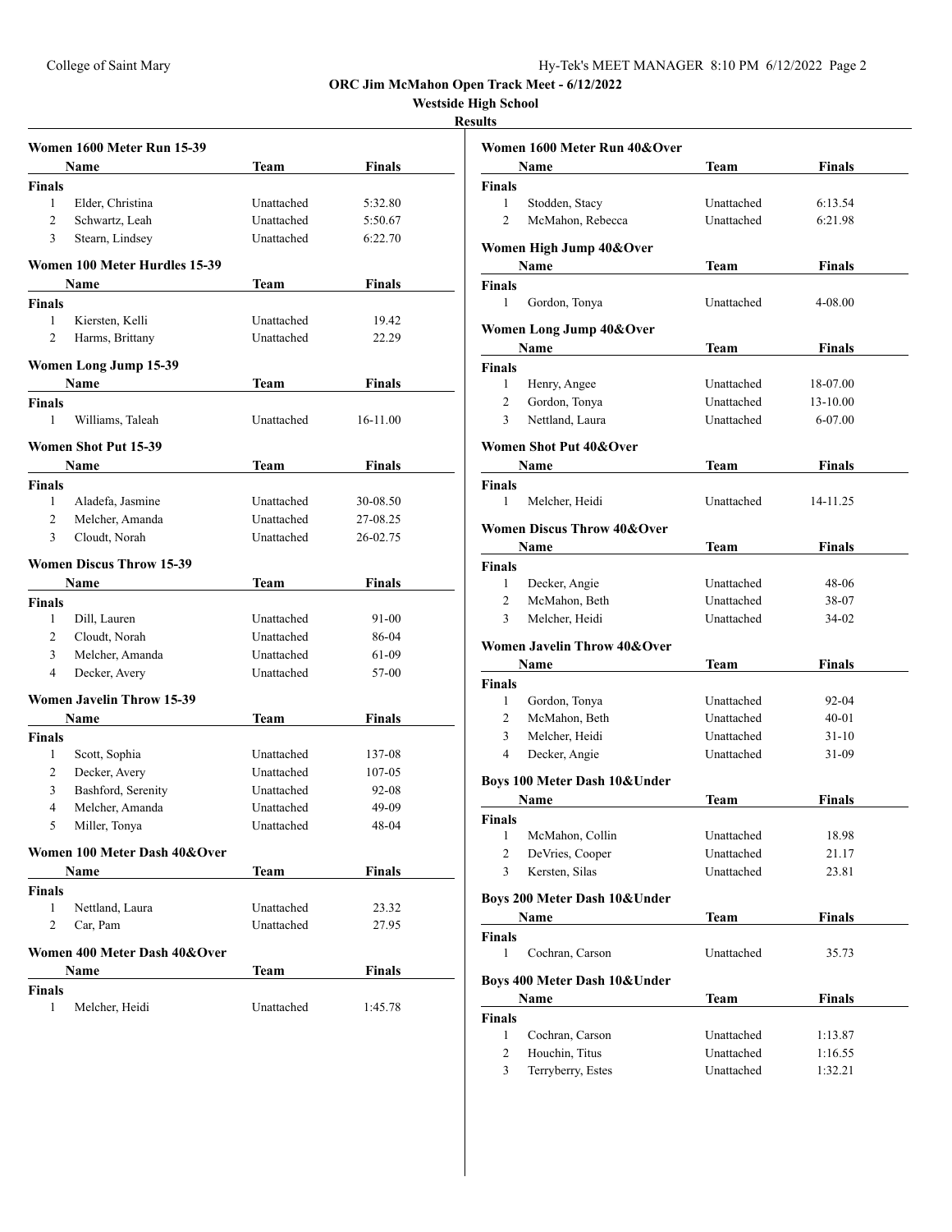## ORC Jim McMahon Open Track Meet - 6/12/2022

### Westside High School

### Results

#### Women 1600 Meter Run 15-39

| | Name | Team | Finals |
|---|---|---|---|
| **Finals** | | | |
| 1 | Elder, Christina | Unattached | 5:32.80 |
| 2 | Schwartz, Leah | Unattached | 5:50.67 |
| 3 | Stearn, Lindsey | Unattached | 6:22.70 |

#### Women 100 Meter Hurdles 15-39

| | Name | Team | Finals |
|---|---|---|---|
| **Finals** | | | |
| 1 | Kiersten, Kelli | Unattached | 19.42 |
| 2 | Harms, Brittany | Unattached | 22.29 |

#### Women Long Jump 15-39

| | Name | Team | Finals |
|---|---|---|---|
| **Finals** | | | |
| 1 | Williams, Taleah | Unattached | 16-11.00 |

#### Women Shot Put 15-39

| | Name | Team | Finals |
|---|---|---|---|
| **Finals** | | | |
| 1 | Aladefa, Jasmine | Unattached | 30-08.50 |
| 2 | Melcher, Amanda | Unattached | 27-08.25 |
| 3 | Cloudt, Norah | Unattached | 26-02.75 |

#### Women Discus Throw 15-39

| | Name | Team | Finals |
|---|---|---|---|
| **Finals** | | | |
| 1 | Dill, Lauren | Unattached | 91-00 |
| 2 | Cloudt, Norah | Unattached | 86-04 |
| 3 | Melcher, Amanda | Unattached | 61-09 |
| 4 | Decker, Avery | Unattached | 57-00 |

#### Women Javelin Throw 15-39

| | Name | Team | Finals |
|---|---|---|---|
| **Finals** | | | |
| 1 | Scott, Sophia | Unattached | 137-08 |
| 2 | Decker, Avery | Unattached | 107-05 |
| 3 | Bashford, Serenity | Unattached | 92-08 |
| 4 | Melcher, Amanda | Unattached | 49-09 |
| 5 | Miller, Tonya | Unattached | 48-04 |

#### Women 100 Meter Dash 40&Over

| | Name | Team | Finals |
|---|---|---|---|
| **Finals** | | | |
| 1 | Nettland, Laura | Unattached | 23.32 |
| 2 | Car, Pam | Unattached | 27.95 |

#### Women 400 Meter Dash 40&Over

| | Name | Team | Finals |
|---|---|---|---|
| **Finals** | | | |
| 1 | Melcher, Heidi | Unattached | 1:45.78 |

#### Women 1600 Meter Run 40&Over

| | Name | Team | Finals |
|---|---|---|---|
| **Finals** | | | |
| 1 | Stodden, Stacy | Unattached | 6:13.54 |
| 2 | McMahon, Rebecca | Unattached | 6:21.98 |

#### Women High Jump 40&Over

| | Name | Team | Finals |
|---|---|---|---|
| **Finals** | | | |
| 1 | Gordon, Tonya | Unattached | 4-08.00 |

#### Women Long Jump 40&Over

| | Name | Team | Finals |
|---|---|---|---|
| **Finals** | | | |
| 1 | Henry, Angee | Unattached | 18-07.00 |
| 2 | Gordon, Tonya | Unattached | 13-10.00 |
| 3 | Nettland, Laura | Unattached | 6-07.00 |

#### Women Shot Put 40&Over

| | Name | Team | Finals |
|---|---|---|---|
| **Finals** | | | |
| 1 | Melcher, Heidi | Unattached | 14-11.25 |

#### Women Discus Throw 40&Over

| | Name | Team | Finals |
|---|---|---|---|
| **Finals** | | | |
| 1 | Decker, Angie | Unattached | 48-06 |
| 2 | McMahon, Beth | Unattached | 38-07 |
| 3 | Melcher, Heidi | Unattached | 34-02 |

#### Women Javelin Throw 40&Over

| | Name | Team | Finals |
|---|---|---|---|
| **Finals** | | | |
| 1 | Gordon, Tonya | Unattached | 92-04 |
| 2 | McMahon, Beth | Unattached | 40-01 |
| 3 | Melcher, Heidi | Unattached | 31-10 |
| 4 | Decker, Angie | Unattached | 31-09 |

#### Boys 100 Meter Dash 10&Under

| | Name | Team | Finals |
|---|---|---|---|
| **Finals** | | | |
| 1 | McMahon, Collin | Unattached | 18.98 |
| 2 | DeVries, Cooper | Unattached | 21.17 |
| 3 | Kersten, Silas | Unattached | 23.81 |

#### Boys 200 Meter Dash 10&Under

| | Name | Team | Finals |
|---|---|---|---|
| **Finals** | | | |
| 1 | Cochran, Carson | Unattached | 35.73 |

#### Boys 400 Meter Dash 10&Under

| | Name | Team | Finals |
|---|---|---|---|
| **Finals** | | | |
| 1 | Cochran, Carson | Unattached | 1:13.87 |
| 2 | Houchin, Titus | Unattached | 1:16.55 |
| 3 | Terryberry, Estes | Unattached | 1:32.21 |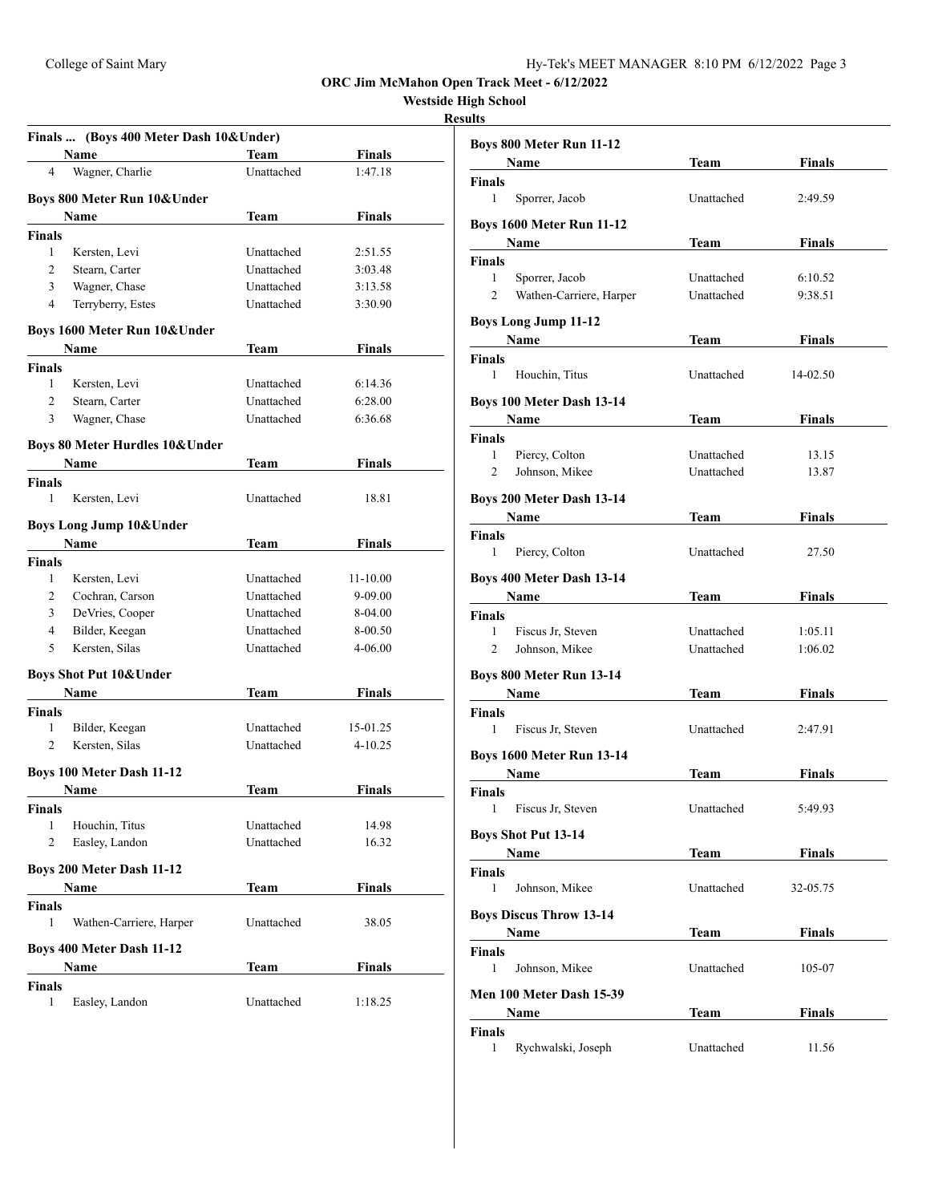# ORC Jim McMahon Open Track Meet - 6/12/2022

## Westside High School

### Results

**Finals ... (Boys 400 Meter Dash 10&Under)**

| | Name | Team | Finals |
|---|---|---|---|
| 4 | Wagner, Charlie | Unattached | 1:47.18 |

**Boys 800 Meter Run 10&Under**

| | Name | Team | Finals |
|---|---|---|---|
| **Finals** | | | |
| 1 | Kersten, Levi | Unattached | 2:51.55 |
| 2 | Stearn, Carter | Unattached | 3:03.48 |
| 3 | Wagner, Chase | Unattached | 3:13.58 |
| 4 | Terryberry, Estes | Unattached | 3:30.90 |

**Boys 1600 Meter Run 10&Under**

| | Name | Team | Finals |
|---|---|---|---|
| **Finals** | | | |
| 1 | Kersten, Levi | Unattached | 6:14.36 |
| 2 | Stearn, Carter | Unattached | 6:28.00 |
| 3 | Wagner, Chase | Unattached | 6:36.68 |

**Boys 80 Meter Hurdles 10&Under**

| | Name | Team | Finals |
|---|---|---|---|
| **Finals** | | | |
| 1 | Kersten, Levi | Unattached | 18.81 |

**Boys Long Jump 10&Under**

| | Name | Team | Finals |
|---|---|---|---|
| **Finals** | | | |
| 1 | Kersten, Levi | Unattached | 11-10.00 |
| 2 | Cochran, Carson | Unattached | 9-09.00 |
| 3 | DeVries, Cooper | Unattached | 8-04.00 |
| 4 | Bilder, Keegan | Unattached | 8-00.50 |
| 5 | Kersten, Silas | Unattached | 4-06.00 |

**Boys Shot Put 10&Under**

| | Name | Team | Finals |
|---|---|---|---|
| **Finals** | | | |
| 1 | Bilder, Keegan | Unattached | 15-01.25 |
| 2 | Kersten, Silas | Unattached | 4-10.25 |

**Boys 100 Meter Dash 11-12**

| | Name | Team | Finals |
|---|---|---|---|
| **Finals** | | | |
| 1 | Houchin, Titus | Unattached | 14.98 |
| 2 | Easley, Landon | Unattached | 16.32 |

**Boys 200 Meter Dash 11-12**

| | Name | Team | Finals |
|---|---|---|---|
| **Finals** | | | |
| 1 | Wathen-Carriere, Harper | Unattached | 38.05 |

**Boys 400 Meter Dash 11-12**

| | Name | Team | Finals |
|---|---|---|---|
| **Finals** | | | |
| 1 | Easley, Landon | Unattached | 1:18.25 |

**Boys 800 Meter Run 11-12**

| | Name | Team | Finals |
|---|---|---|---|
| **Finals** | | | |
| 1 | Sporrer, Jacob | Unattached | 2:49.59 |

**Boys 1600 Meter Run 11-12**

| | Name | Team | Finals |
|---|---|---|---|
| **Finals** | | | |
| 1 | Sporrer, Jacob | Unattached | 6:10.52 |
| 2 | Wathen-Carriere, Harper | Unattached | 9:38.51 |

**Boys Long Jump 11-12**

| | Name | Team | Finals |
|---|---|---|---|
| **Finals** | | | |
| 1 | Houchin, Titus | Unattached | 14-02.50 |

**Boys 100 Meter Dash 13-14**

| | Name | Team | Finals |
|---|---|---|---|
| **Finals** | | | |
| 1 | Piercy, Colton | Unattached | 13.15 |
| 2 | Johnson, Mikee | Unattached | 13.87 |

**Boys 200 Meter Dash 13-14**

| | Name | Team | Finals |
|---|---|---|---|
| **Finals** | | | |
| 1 | Piercy, Colton | Unattached | 27.50 |

**Boys 400 Meter Dash 13-14**

| | Name | Team | Finals |
|---|---|---|---|
| **Finals** | | | |
| 1 | Fiscus Jr, Steven | Unattached | 1:05.11 |
| 2 | Johnson, Mikee | Unattached | 1:06.02 |

**Boys 800 Meter Run 13-14**

| | Name | Team | Finals |
|---|---|---|---|
| **Finals** | | | |
| 1 | Fiscus Jr, Steven | Unattached | 2:47.91 |

**Boys 1600 Meter Run 13-14**

| | Name | Team | Finals |
|---|---|---|---|
| **Finals** | | | |
| 1 | Fiscus Jr, Steven | Unattached | 5:49.93 |

**Boys Shot Put 13-14**

| | Name | Team | Finals |
|---|---|---|---|
| **Finals** | | | |
| 1 | Johnson, Mikee | Unattached | 32-05.75 |

**Boys Discus Throw 13-14**

| | Name | Team | Finals |
|---|---|---|---|
| **Finals** | | | |
| 1 | Johnson, Mikee | Unattached | 105-07 |

**Men 100 Meter Dash 15-39**

| | Name | Team | Finals |
|---|---|---|---|
| **Finals** | | | |
| 1 | Rychwalski, Joseph | Unattached | 11.56 |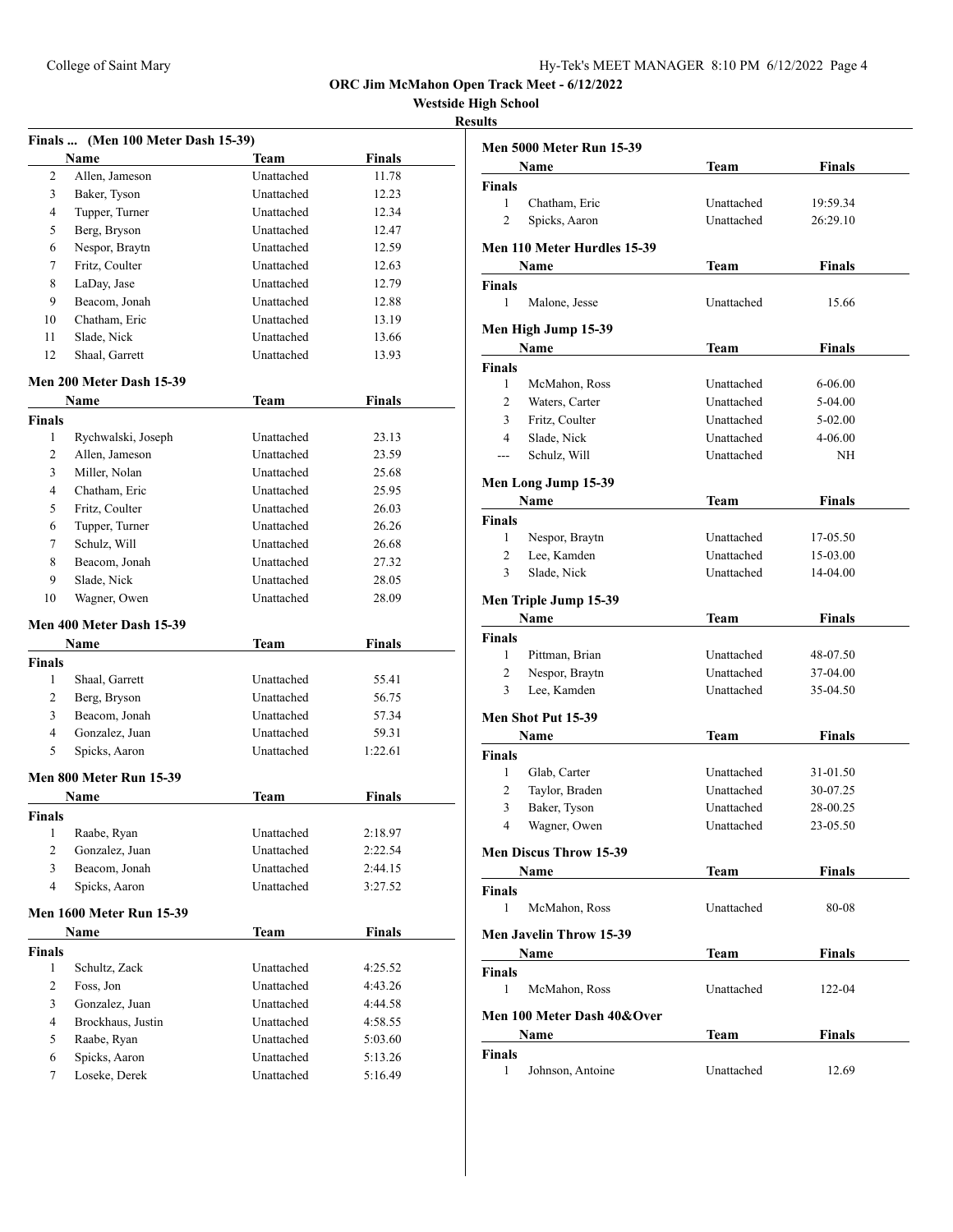## ORC Jim McMahon Open Track Meet - 6/12/2022

**Westside High School**

**Results**

### Finals ... (Men 100 Meter Dash 15-39)

| | Name | Team | Finals |
|---|---|---|---|
| 2 | Allen, Jameson | Unattached | 11.78 |
| 3 | Baker, Tyson | Unattached | 12.23 |
| 4 | Tupper, Turner | Unattached | 12.34 |
| 5 | Berg, Bryson | Unattached | 12.47 |
| 6 | Nespor, Braytn | Unattached | 12.59 |
| 7 | Fritz, Coulter | Unattached | 12.63 |
| 8 | LaDay, Jase | Unattached | 12.79 |
| 9 | Beacom, Jonah | Unattached | 12.88 |
| 10 | Chatham, Eric | Unattached | 13.19 |
| 11 | Slade, Nick | Unattached | 13.66 |
| 12 | Shaal, Garrett | Unattached | 13.93 |

### Men 200 Meter Dash 15-39

**Finals**

| | Name | Team | Finals |
|---|---|---|---|
| 1 | Rychwalski, Joseph | Unattached | 23.13 |
| 2 | Allen, Jameson | Unattached | 23.59 |
| 3 | Miller, Nolan | Unattached | 25.68 |
| 4 | Chatham, Eric | Unattached | 25.95 |
| 5 | Fritz, Coulter | Unattached | 26.03 |
| 6 | Tupper, Turner | Unattached | 26.26 |
| 7 | Schulz, Will | Unattached | 26.68 |
| 8 | Beacom, Jonah | Unattached | 27.32 |
| 9 | Slade, Nick | Unattached | 28.05 |
| 10 | Wagner, Owen | Unattached | 28.09 |

### Men 400 Meter Dash 15-39

**Finals**

| | Name | Team | Finals |
|---|---|---|---|
| 1 | Shaal, Garrett | Unattached | 55.41 |
| 2 | Berg, Bryson | Unattached | 56.75 |
| 3 | Beacom, Jonah | Unattached | 57.34 |
| 4 | Gonzalez, Juan | Unattached | 59.31 |
| 5 | Spicks, Aaron | Unattached | 1:22.61 |

### Men 800 Meter Run 15-39

**Finals**

| | Name | Team | Finals |
|---|---|---|---|
| 1 | Raabe, Ryan | Unattached | 2:18.97 |
| 2 | Gonzalez, Juan | Unattached | 2:22.54 |
| 3 | Beacom, Jonah | Unattached | 2:44.15 |
| 4 | Spicks, Aaron | Unattached | 3:27.52 |

### Men 1600 Meter Run 15-39

**Finals**

| | Name | Team | Finals |
|---|---|---|---|
| 1 | Schultz, Zack | Unattached | 4:25.52 |
| 2 | Foss, Jon | Unattached | 4:43.26 |
| 3 | Gonzalez, Juan | Unattached | 4:44.58 |
| 4 | Brockhaus, Justin | Unattached | 4:58.55 |
| 5 | Raabe, Ryan | Unattached | 5:03.60 |
| 6 | Spicks, Aaron | Unattached | 5:13.26 |
| 7 | Loseke, Derek | Unattached | 5:16.49 |

### Men 5000 Meter Run 15-39

**Finals**

| | Name | Team | Finals |
|---|---|---|---|
| 1 | Chatham, Eric | Unattached | 19:59.34 |
| 2 | Spicks, Aaron | Unattached | 26:29.10 |

### Men 110 Meter Hurdles 15-39

**Finals**

| | Name | Team | Finals |
|---|---|---|---|
| 1 | Malone, Jesse | Unattached | 15.66 |

### Men High Jump 15-39

**Finals**

| | Name | Team | Finals |
|---|---|---|---|
| 1 | McMahon, Ross | Unattached | 6-06.00 |
| 2 | Waters, Carter | Unattached | 5-04.00 |
| 3 | Fritz, Coulter | Unattached | 5-02.00 |
| 4 | Slade, Nick | Unattached | 4-06.00 |
| --- | Schulz, Will | Unattached | NH |

### Men Long Jump 15-39

**Finals**

| | Name | Team | Finals |
|---|---|---|---|
| 1 | Nespor, Braytn | Unattached | 17-05.50 |
| 2 | Lee, Kamden | Unattached | 15-03.00 |
| 3 | Slade, Nick | Unattached | 14-04.00 |

### Men Triple Jump 15-39

**Finals**

| | Name | Team | Finals |
|---|---|---|---|
| 1 | Pittman, Brian | Unattached | 48-07.50 |
| 2 | Nespor, Braytn | Unattached | 37-04.00 |
| 3 | Lee, Kamden | Unattached | 35-04.50 |

### Men Shot Put 15-39

**Finals**

| | Name | Team | Finals |
|---|---|---|---|
| 1 | Glab, Carter | Unattached | 31-01.50 |
| 2 | Taylor, Braden | Unattached | 30-07.25 |
| 3 | Baker, Tyson | Unattached | 28-00.25 |
| 4 | Wagner, Owen | Unattached | 23-05.50 |

### Men Discus Throw 15-39

**Finals**

| | Name | Team | Finals |
|---|---|---|---|
| 1 | McMahon, Ross | Unattached | 80-08 |

### Men Javelin Throw 15-39

**Finals**

| | Name | Team | Finals |
|---|---|---|---|
| 1 | McMahon, Ross | Unattached | 122-04 |

### Men 100 Meter Dash 40&Over

**Finals**

| | Name | Team | Finals |
|---|---|---|---|
| 1 | Johnson, Antoine | Unattached | 12.69 |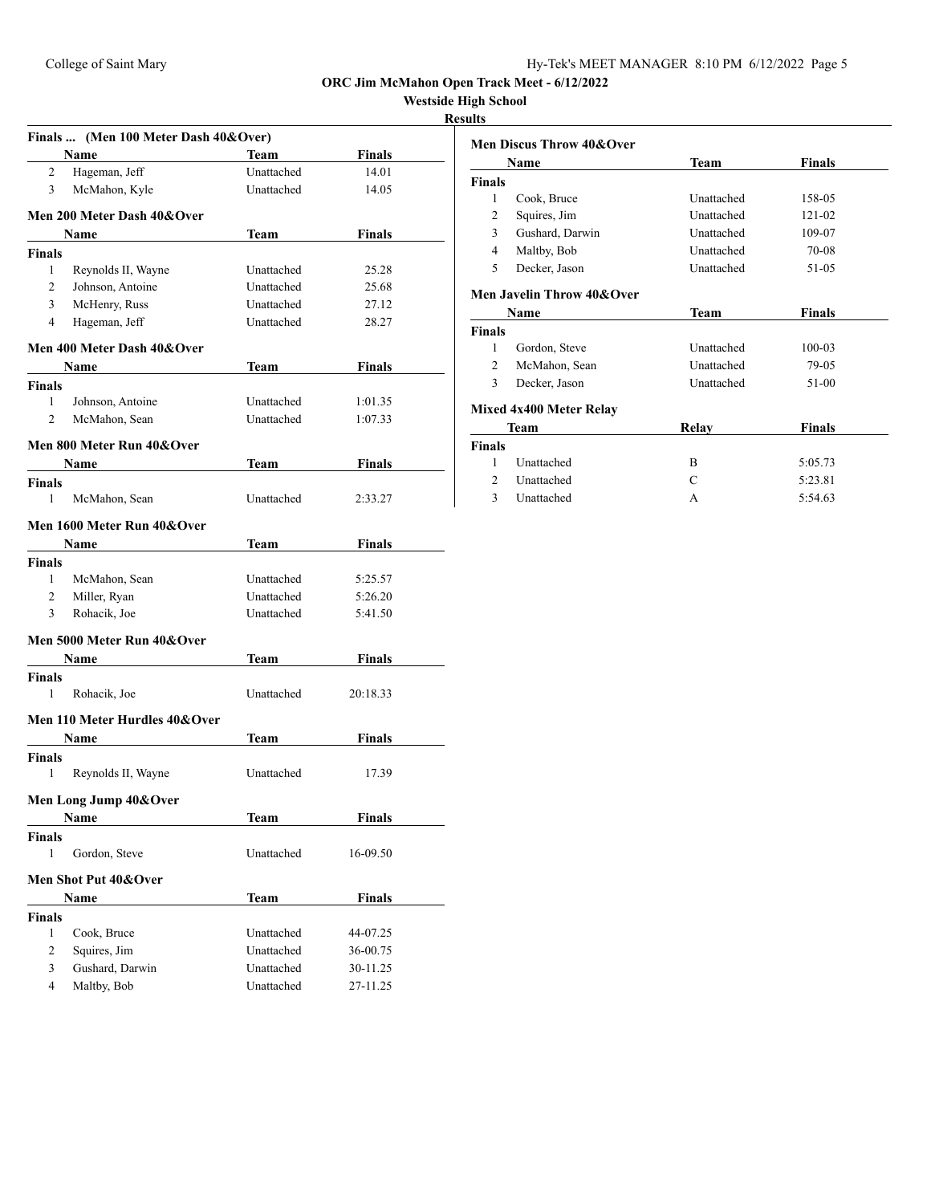## Results

### Finals ... (Men 100 Meter Dash 40&Over)

| | Name | Team | Finals |
|---|---|---|---|
| 2 | Hageman, Jeff | Unattached | 14.01 |
| 3 | McMahon, Kyle | Unattached | 14.05 |

### Men 200 Meter Dash 40&Over

| | Name | Team | Finals |
|---|---|---|---|
| **Finals** | | | |
| 1 | Reynolds II, Wayne | Unattached | 25.28 |
| 2 | Johnson, Antoine | Unattached | 25.68 |
| 3 | McHenry, Russ | Unattached | 27.12 |
| 4 | Hageman, Jeff | Unattached | 28.27 |

### Men 400 Meter Dash 40&Over

| | Name | Team | Finals |
|---|---|---|---|
| **Finals** | | | |
| 1 | Johnson, Antoine | Unattached | 1:01.35 |
| 2 | McMahon, Sean | Unattached | 1:07.33 |

### Men 800 Meter Run 40&Over

| | Name | Team | Finals |
|---|---|---|---|
| **Finals** | | | |
| 1 | McMahon, Sean | Unattached | 2:33.27 |

### Men 1600 Meter Run 40&Over

| | Name | Team | Finals |
|---|---|---|---|
| **Finals** | | | |
| 1 | McMahon, Sean | Unattached | 5:25.57 |
| 2 | Miller, Ryan | Unattached | 5:26.20 |
| 3 | Rohacik, Joe | Unattached | 5:41.50 |

### Men 5000 Meter Run 40&Over

| | Name | Team | Finals |
|---|---|---|---|
| **Finals** | | | |
| 1 | Rohacik, Joe | Unattached | 20:18.33 |

### Men 110 Meter Hurdles 40&Over

| | Name | Team | Finals |
|---|---|---|---|
| **Finals** | | | |
| 1 | Reynolds II, Wayne | Unattached | 17.39 |

### Men Long Jump 40&Over

| | Name | Team | Finals |
|---|---|---|---|
| **Finals** | | | |
| 1 | Gordon, Steve | Unattached | 16-09.50 |

### Men Shot Put 40&Over

| | Name | Team | Finals |
|---|---|---|---|
| **Finals** | | | |
| 1 | Cook, Bruce | Unattached | 44-07.25 |
| 2 | Squires, Jim | Unattached | 36-00.75 |
| 3 | Gushard, Darwin | Unattached | 30-11.25 |
| 4 | Maltby, Bob | Unattached | 27-11.25 |

### Men Discus Throw 40&Over

| | Name | Team | Finals |
|---|---|---|---|
| **Finals** | | | |
| 1 | Cook, Bruce | Unattached | 158-05 |
| 2 | Squires, Jim | Unattached | 121-02 |
| 3 | Gushard, Darwin | Unattached | 109-07 |
| 4 | Maltby, Bob | Unattached | 70-08 |
| 5 | Decker, Jason | Unattached | 51-05 |

### Men Javelin Throw 40&Over

| | Name | Team | Finals |
|---|---|---|---|
| **Finals** | | | |
| 1 | Gordon, Steve | Unattached | 100-03 |
| 2 | McMahon, Sean | Unattached | 79-05 |
| 3 | Decker, Jason | Unattached | 51-00 |

### Mixed 4x400 Meter Relay

| | Team | Relay | Finals |
|---|---|---|---|
| **Finals** | | | |
| 1 | Unattached | B | 5:05.73 |
| 2 | Unattached | C | 5:23.81 |
| 3 | Unattached | A | 5:54.63 |